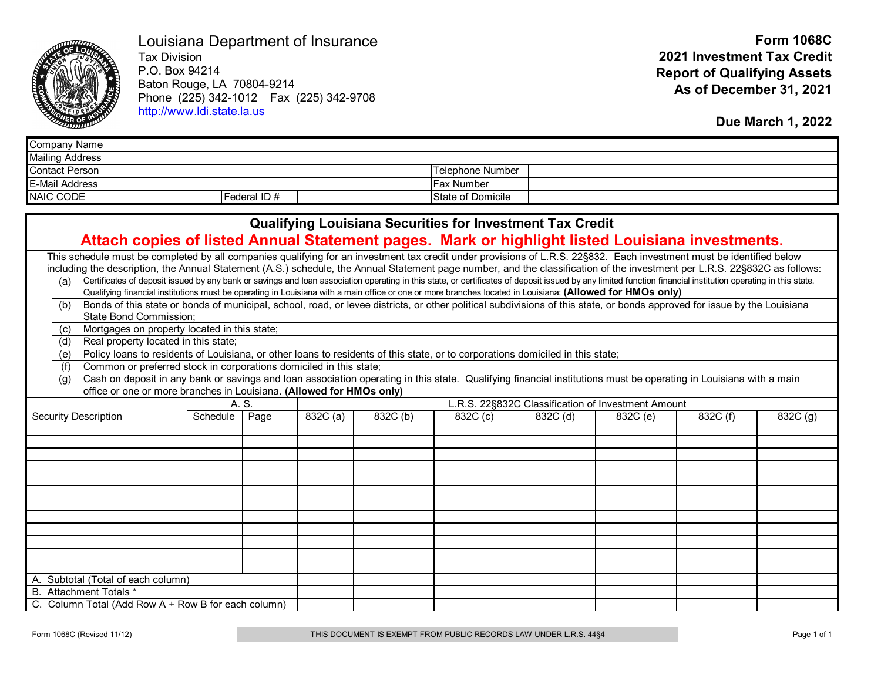Louisiana Department of Insurance
Tax Division
P.O. Box 94214
Baton Rouge, LA 70804-9214
Phone (225) 342-1012 Fax (225) 342-9708
http://www.ldi.state.la.us

# Form 1068C
# 2021 Investment Tax Credit
# Report of Qualifying Assets
# As of December 31, 2021

**Due March 1, 2022**

| Company Name | | | | | |
|---|---|---|---|---|---|
| Mailing Address | | | | | |
| Contact Person | | | | Telephone Number | |
| E-Mail Address | | | | Fax Number | |
| NAIC CODE | | Federal ID # | | State of Domicile | |

## Qualifying Louisiana Securities for Investment Tax Credit

**Attach copies of listed Annual Statement pages. Mark or highlight listed Louisiana investments.**

This schedule must be completed by all companies qualifying for an investment tax credit under provisions of L.R.S. 22§832. Each investment must be identified below including the description, the Annual Statement (A.S.) schedule, the Annual Statement page number, and the classification of the investment per L.R.S. 22§832C as follows:

(a) Certificates of deposit issued by any bank or savings and loan association operating in this state, or certificates of deposit issued by any limited function financial institution operating in this state. Qualifying financial institutions must be operating in Louisiana with a main office or one or more branches located in Louisiana; **(Allowed for HMOs only)**

(b) Bonds of this state or bonds of municipal, school, road, or levee districts, or other political subdivisions of this state, or bonds approved for issue by the Louisiana State Bond Commission;

(c) Mortgages on property located in this state;

(d) Real property located in this state;

(e) Policy loans to residents of Louisiana, or other loans to residents of this state, or to corporations domiciled in this state;

(f) Common or preferred stock in corporations domiciled in this state;

(g) Cash on deposit in any bank or savings and loan association operating in this state. Qualifying financial institutions must be operating in Louisiana with a main office or one or more branches in Louisiana. **(Allowed for HMOs only)**

| | A. S. | | L.R.S. 22§832C Classification of Investment Amount | | | | | | |
|---|---|---|---|---|---|---|---|---|---|
| Security Description | Schedule | Page | 832C (a) | 832C (b) | 832C (c) | 832C (d) | 832C (e) | 832C (f) | 832C (g) |
| | | | | | | | | | |
| | | | | | | | | | |
| | | | | | | | | | |
| | | | | | | | | | |
| | | | | | | | | | |
| | | | | | | | | | |
| | | | | | | | | | |
| | | | | | | | | | |
| | | | | | | | | | |
| | | | | | | | | | |
| | | | | | | | | | |
| | | | | | | | | | |
| A. Subtotal (Total of each column) | | | | | | | | | |
| B. Attachment Totals * | | | | | | | | | |
| C. Column Total (Add Row A + Row B for each column) | | | | | | | | | |

Form 1068C (Revised 11/12) THIS DOCUMENT IS EXEMPT FROM PUBLIC RECORDS LAW UNDER L.R.S. 44§4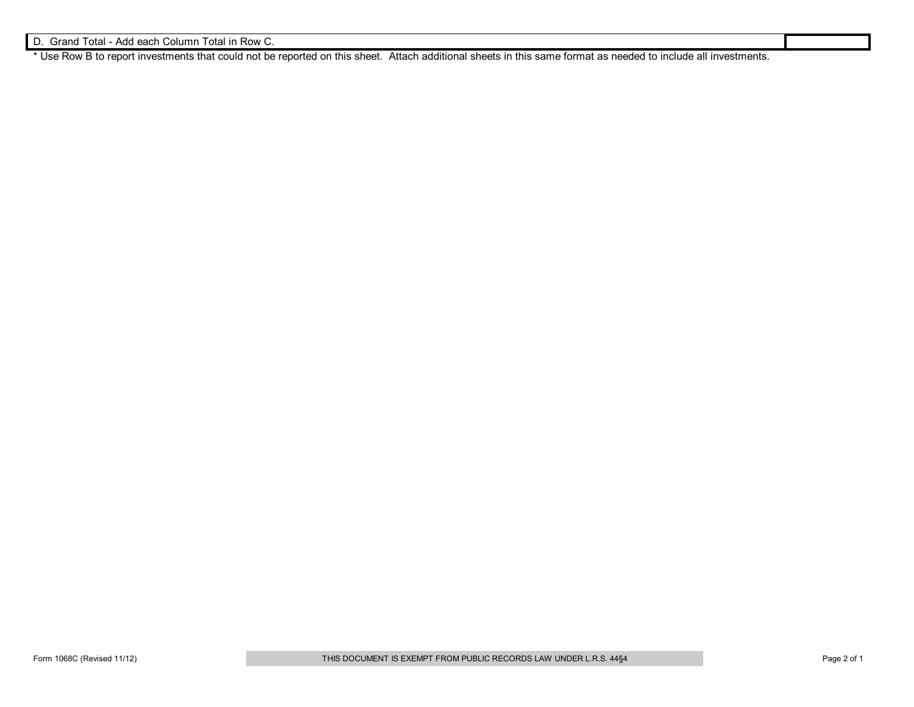| | |
|---|---|
| D. Grand Total - Add each Column Total in Row C. | |

* Use Row B to report investments that could not be reported on this sheet. Attach additional sheets in this same format as needed to include all investments.

THIS DOCUMENT IS EXEMPT FROM PUBLIC RECORDS LAW UNDER L.R.S. 44§4